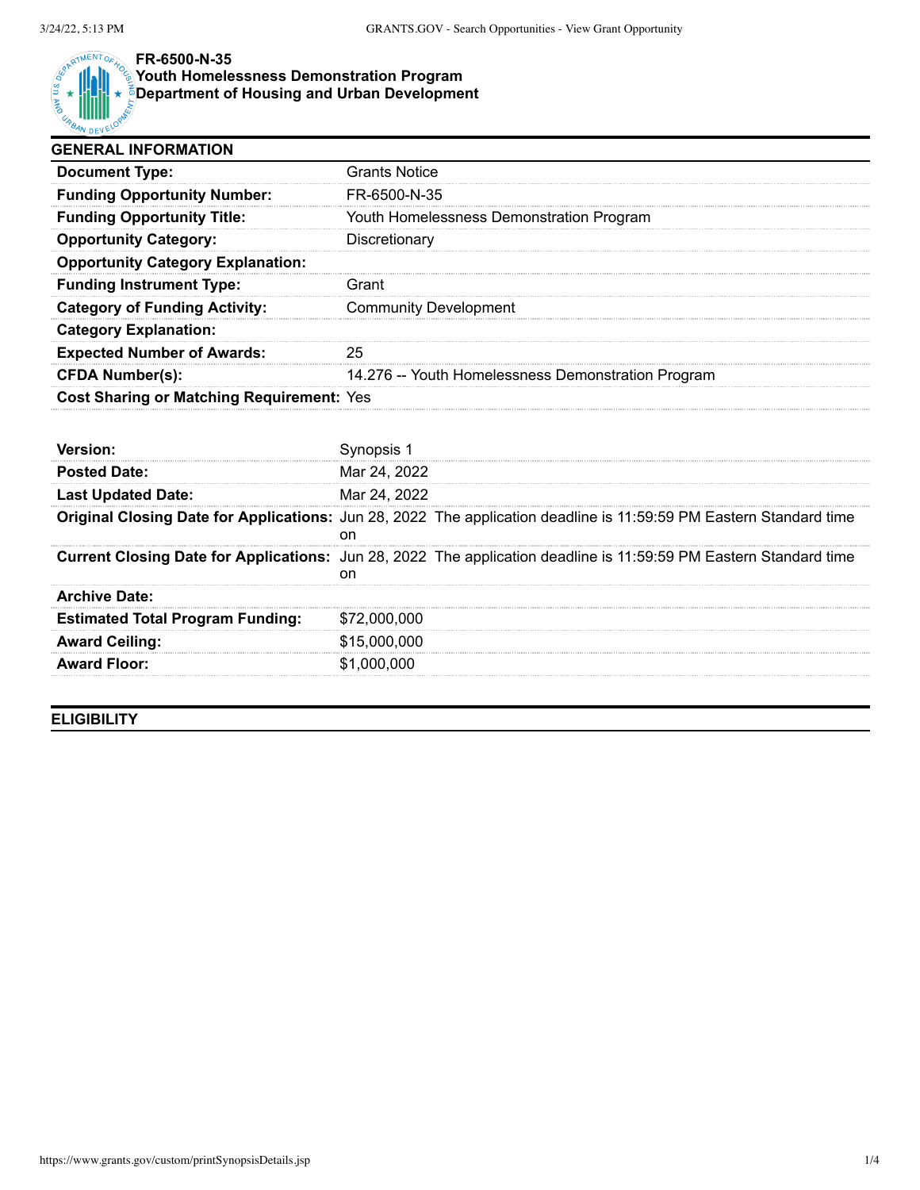# FR-6500-N-35
## Youth Homelessness Demonstration Program
## Department of Housing and Urban Development

## GENERAL INFORMATION

| | |
|---|---|
| **Document Type:** | Grants Notice |
| **Funding Opportunity Number:** | FR-6500-N-35 |
| **Funding Opportunity Title:** | Youth Homelessness Demonstration Program |
| **Opportunity Category:** | Discretionary |
| **Opportunity Category Explanation:** | |
| **Funding Instrument Type:** | Grant |
| **Category of Funding Activity:** | Community Development |
| **Category Explanation:** | |
| **Expected Number of Awards:** | 25 |
| **CFDA Number(s):** | 14.276 -- Youth Homelessness Demonstration Program |
| **Cost Sharing or Matching Requirement:** | Yes |

| | |
|---|---|
| **Version:** | Synopsis 1 |
| **Posted Date:** | Mar 24, 2022 |
| **Last Updated Date:** | Mar 24, 2022 |
| **Original Closing Date for Applications:** | Jun 28, 2022 The application deadline is 11:59:59 PM Eastern Standard time on |
| **Current Closing Date for Applications:** | Jun 28, 2022 The application deadline is 11:59:59 PM Eastern Standard time on |
| **Archive Date:** | |
| **Estimated Total Program Funding:** | $72,000,000 |
| **Award Ceiling:** | $15,000,000 |
| **Award Floor:** | $1,000,000 |

## ELIGIBILITY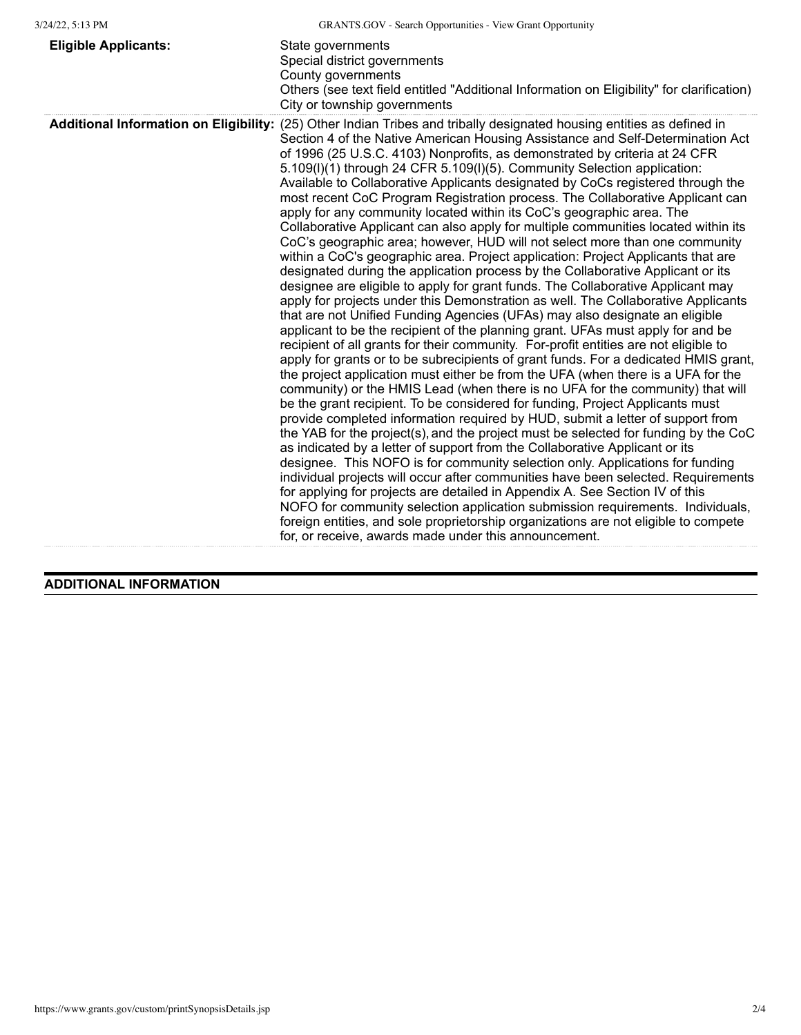| | |
|---|---|
| **Eligible Applicants:** | State governments<br>Special district governments<br>County governments<br>Others (see text field entitled "Additional Information on Eligibility" for clarification)<br>City or township governments |
| **Additional Information on Eligibility:** | (25) Other Indian Tribes and tribally designated housing entities as defined in Section 4 of the Native American Housing Assistance and Self-Determination Act of 1996 (25 U.S.C. 4103) Nonprofits, as demonstrated by criteria at 24 CFR 5.109(l)(1) through 24 CFR 5.109(l)(5). Community Selection application: Available to Collaborative Applicants designated by CoCs registered through the most recent CoC Program Registration process. The Collaborative Applicant can apply for any community located within its CoC's geographic area. The Collaborative Applicant can also apply for multiple communities located within its CoC's geographic area; however, HUD will not select more than one community within a CoC's geographic area. Project application: Project Applicants that are designated during the application process by the Collaborative Applicant or its designee are eligible to apply for grant funds. The Collaborative Applicant may apply for projects under this Demonstration as well. The Collaborative Applicants that are not Unified Funding Agencies (UFAs) may also designate an eligible applicant to be the recipient of the planning grant. UFAs must apply for and be recipient of all grants for their community. For-profit entities are not eligible to apply for grants or to be subrecipients of grant funds. For a dedicated HMIS grant, the project application must either be from the UFA (when there is a UFA for the community) or the HMIS Lead (when there is no UFA for the community) that will be the grant recipient. To be considered for funding, Project Applicants must provide completed information required by HUD, submit a letter of support from the YAB for the project(s), and the project must be selected for funding by the CoC as indicated by a letter of support from the Collaborative Applicant or its designee. This NOFO is for community selection only. Applications for funding individual projects will occur after communities have been selected. Requirements for applying for projects are detailed in Appendix A. See Section IV of this NOFO for community selection application submission requirements. Individuals, foreign entities, and sole proprietorship organizations are not eligible to compete for, or receive, awards made under this announcement. |

## ADDITIONAL INFORMATION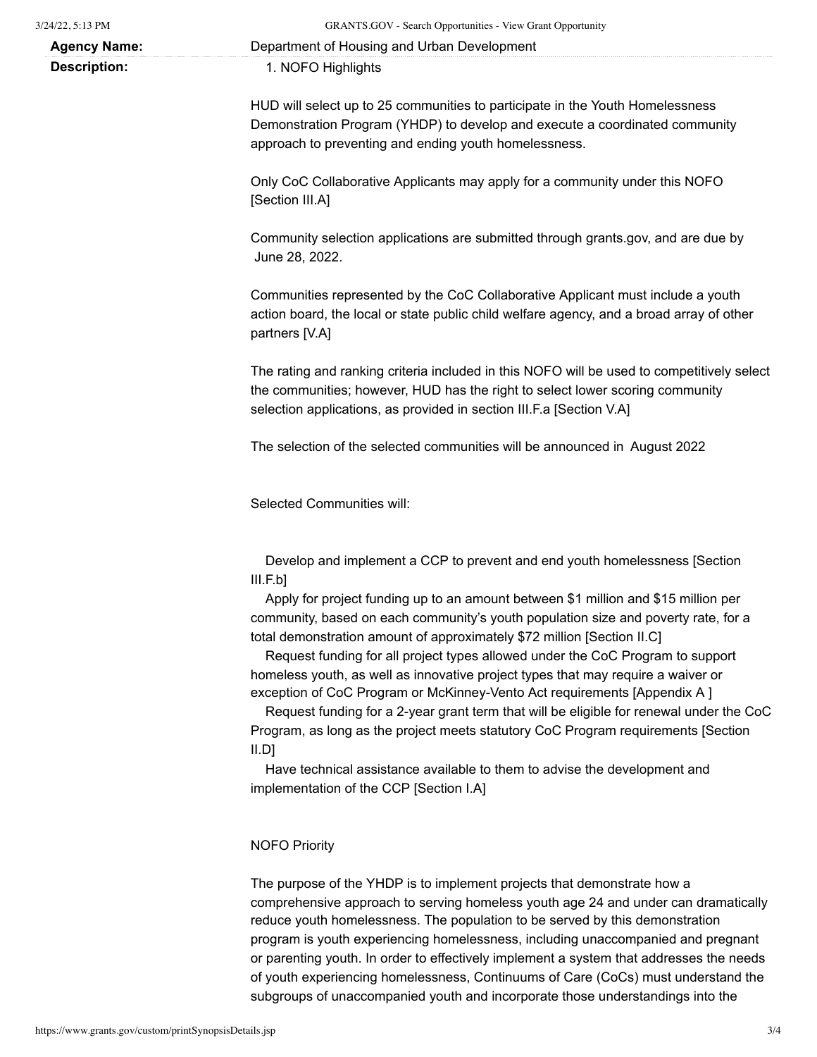**Agency Name:** Department of Housing and Urban Development

**Description:** 1. NOFO Highlights

HUD will select up to 25 communities to participate in the Youth Homelessness Demonstration Program (YHDP) to develop and execute a coordinated community approach to preventing and ending youth homelessness.

Only CoC Collaborative Applicants may apply for a community under this NOFO [Section III.A]

Community selection applications are submitted through grants.gov, and are due by June 28, 2022.

Communities represented by the CoC Collaborative Applicant must include a youth action board, the local or state public child welfare agency, and a broad array of other partners [V.A]

The rating and ranking criteria included in this NOFO will be used to competitively select the communities; however, HUD has the right to select lower scoring community selection applications, as provided in section III.F.a [Section V.A]

The selection of the selected communities will be announced in August 2022

Selected Communities will:

- Develop and implement a CCP to prevent and end youth homelessness [Section III.F.b]
- Apply for project funding up to an amount between $1 million and $15 million per community, based on each community's youth population size and poverty rate, for a total demonstration amount of approximately $72 million [Section II.C]
- Request funding for all project types allowed under the CoC Program to support homeless youth, as well as innovative project types that may require a waiver or exception of CoC Program or McKinney-Vento Act requirements [Appendix A ]
- Request funding for a 2-year grant term that will be eligible for renewal under the CoC Program, as long as the project meets statutory CoC Program requirements [Section II.D]
- Have technical assistance available to them to advise the development and implementation of the CCP [Section I.A]

NOFO Priority

The purpose of the YHDP is to implement projects that demonstrate how a comprehensive approach to serving homeless youth age 24 and under can dramatically reduce youth homelessness. The population to be served by this demonstration program is youth experiencing homelessness, including unaccompanied and pregnant or parenting youth. In order to effectively implement a system that addresses the needs of youth experiencing homelessness, Continuums of Care (CoCs) must understand the subgroups of unaccompanied youth and incorporate those understandings into the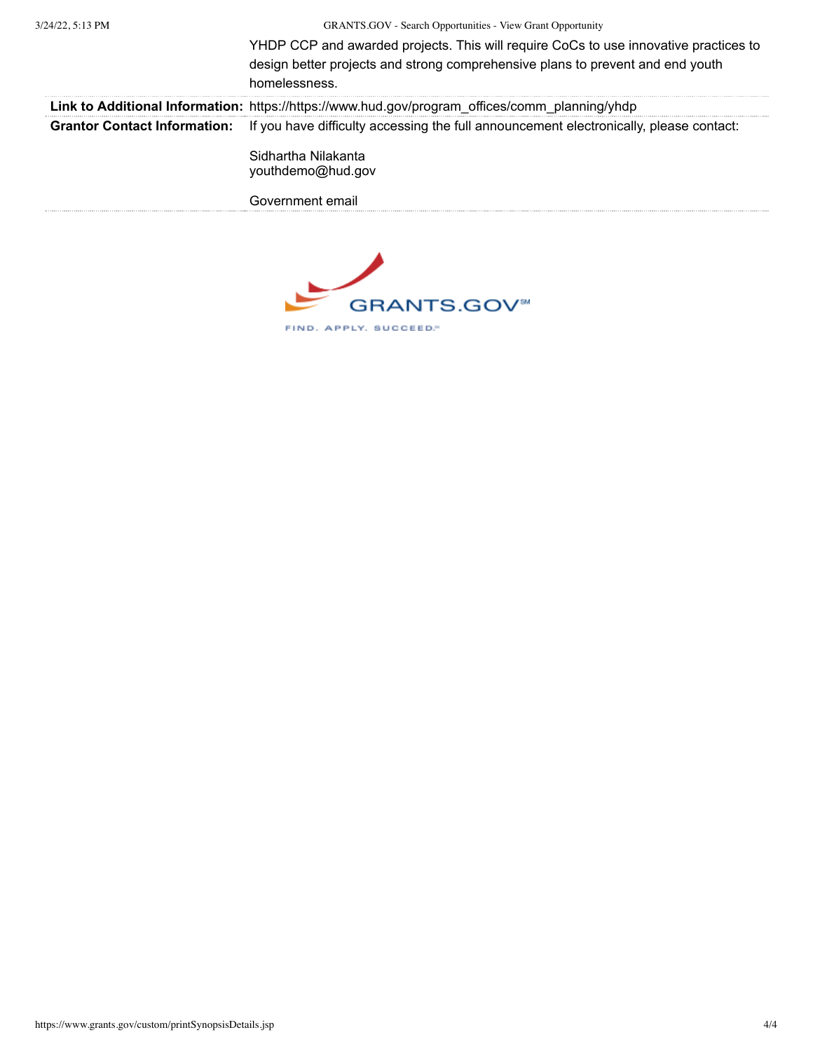| | |
|---|---|
| | YHDP CCP and awarded projects. This will require CoCs to use innovative practices to design better projects and strong comprehensive plans to prevent and end youth homelessness. |
| **Link to Additional Information:** | https://https://www.hud.gov/program_offices/comm_planning/yhdp |
| **Grantor Contact Information:** | If you have difficulty accessing the full announcement electronically, please contact:<br><br>Sidhartha Nilakanta<br>youthdemo@hud.gov<br><br>Government email |

GRANTS.GOV[SM]

FIND. APPLY. SUCCEED.[SM]